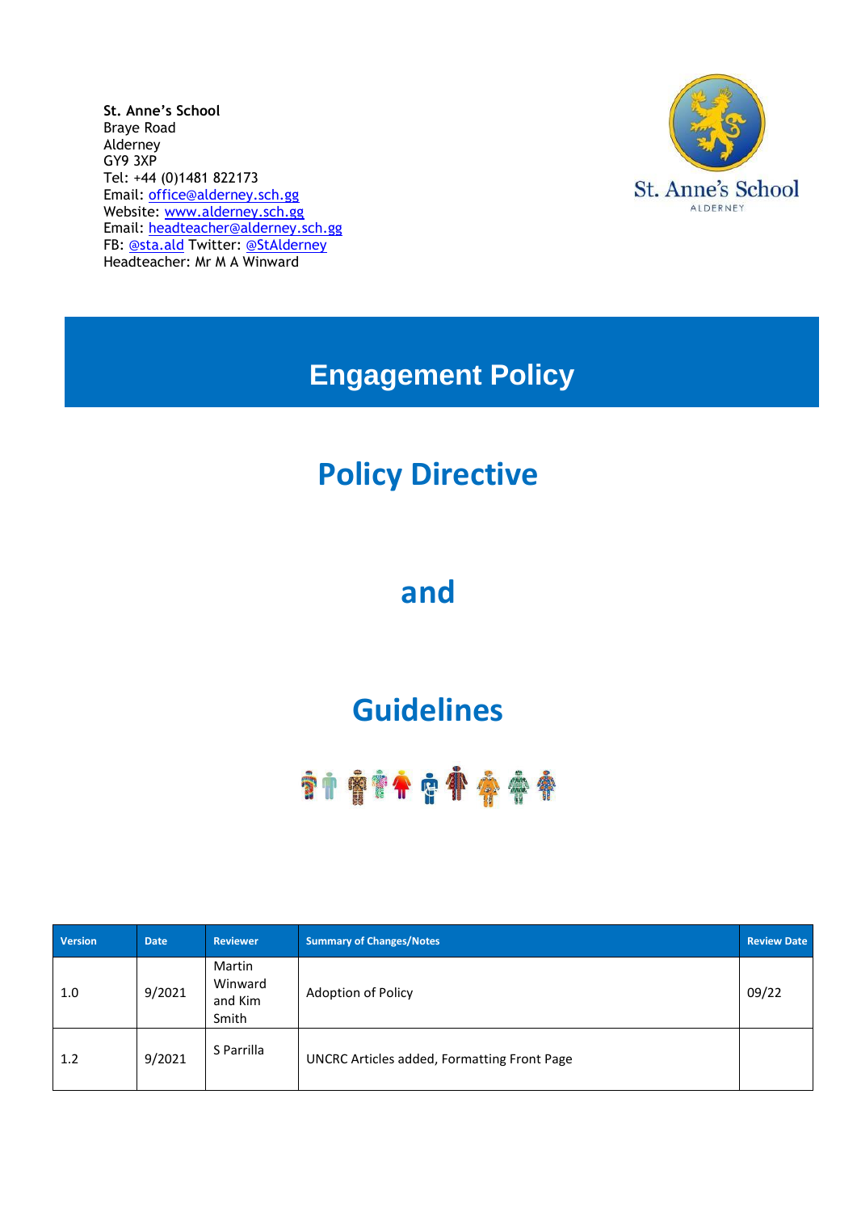**St. Anne's School**
Braye Road
Alderney
GY9 3XP
Tel: +44 (0)1481 822173
Email: office@alderney.sch.gg
Website: www.alderney.sch.gg
Email: headteacher@alderney.sch.gg
FB: @sta.ald Twitter: @StAlderney
Headteacher: Mr M A Winward

St. Anne's School
ALDERNEY

# Engagement Policy

## Policy Directive

## and

## Guidelines

| Version | Date | Reviewer | Summary of Changes/Notes | Review Date |
| --- | --- | --- | --- | --- |
| 1.0 | 9/2021 | Martin Winward and Kim Smith | Adoption of Policy | 09/22 |
| 1.2 | 9/2021 | S Parrilla | UNCRC Articles added, Formatting Front Page | |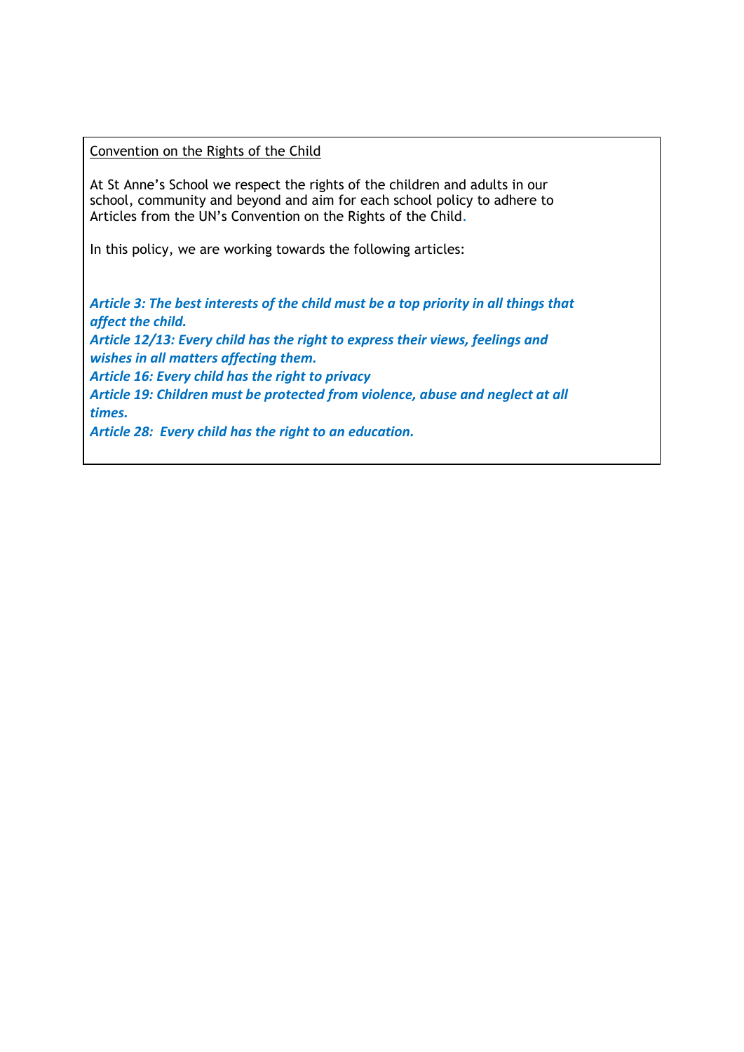Convention on the Rights of the Child

At St Anne's School we respect the rights of the children and adults in our school, community and beyond and aim for each school policy to adhere to Articles from the UN's Convention on the Rights of the Child.

In this policy, we are working towards the following articles:

***Article 3: The best interests of the child must be a top priority in all things that affect the child.***
***Article 12/13: Every child has the right to express their views, feelings and wishes in all matters affecting them.***
***Article 16: Every child has the right to privacy***
***Article 19: Children must be protected from violence, abuse and neglect at all times.***
***Article 28: Every child has the right to an education.***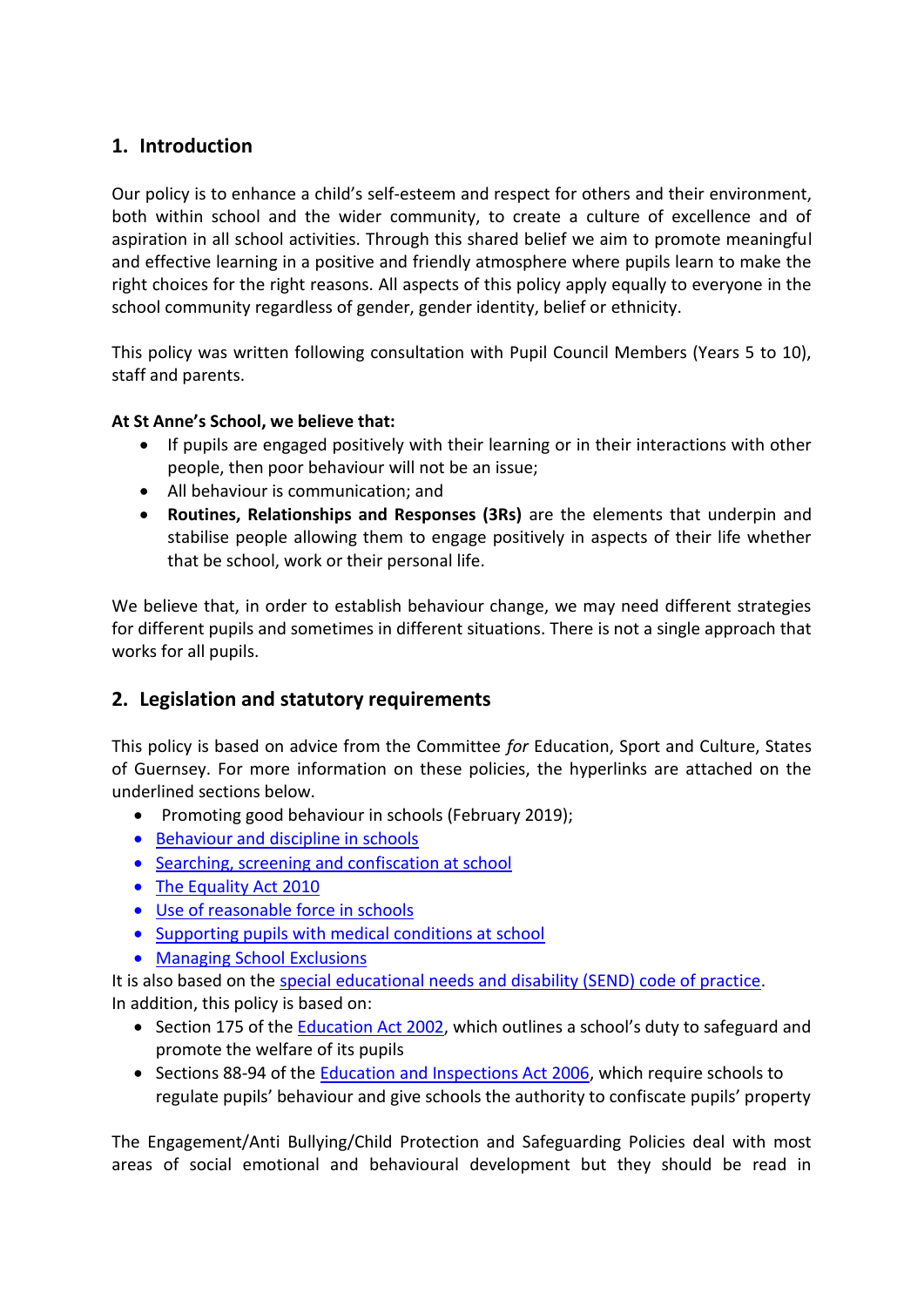## 1. Introduction

Our policy is to enhance a child's self-esteem and respect for others and their environment, both within school and the wider community, to create a culture of excellence and of aspiration in all school activities. Through this shared belief we aim to promote meaningful and effective learning in a positive and friendly atmosphere where pupils learn to make the right choices for the right reasons. All aspects of this policy apply equally to everyone in the school community regardless of gender, gender identity, belief or ethnicity.

This policy was written following consultation with Pupil Council Members (Years 5 to 10), staff and parents.

**At St Anne's School, we believe that:**

- If pupils are engaged positively with their learning or in their interactions with other people, then poor behaviour will not be an issue;
- All behaviour is communication; and
- **Routines, Relationships and Responses (3Rs)** are the elements that underpin and stabilise people allowing them to engage positively in aspects of their life whether that be school, work or their personal life.

We believe that, in order to establish behaviour change, we may need different strategies for different pupils and sometimes in different situations. There is not a single approach that works for all pupils.

## 2. Legislation and statutory requirements

This policy is based on advice from the Committee *for* Education, Sport and Culture, States of Guernsey. For more information on these policies, the hyperlinks are attached on the underlined sections below.

- Promoting good behaviour in schools (February 2019);
- Behaviour and discipline in schools
- Searching, screening and confiscation at school
- The Equality Act 2010
- Use of reasonable force in schools
- Supporting pupils with medical conditions at school
- Managing School Exclusions

It is also based on the special educational needs and disability (SEND) code of practice.
In addition, this policy is based on:

- Section 175 of the Education Act 2002, which outlines a school's duty to safeguard and promote the welfare of its pupils
- Sections 88-94 of the Education and Inspections Act 2006, which require schools to regulate pupils' behaviour and give schools the authority to confiscate pupils' property

The Engagement/Anti Bullying/Child Protection and Safeguarding Policies deal with most areas of social emotional and behavioural development but they should be read in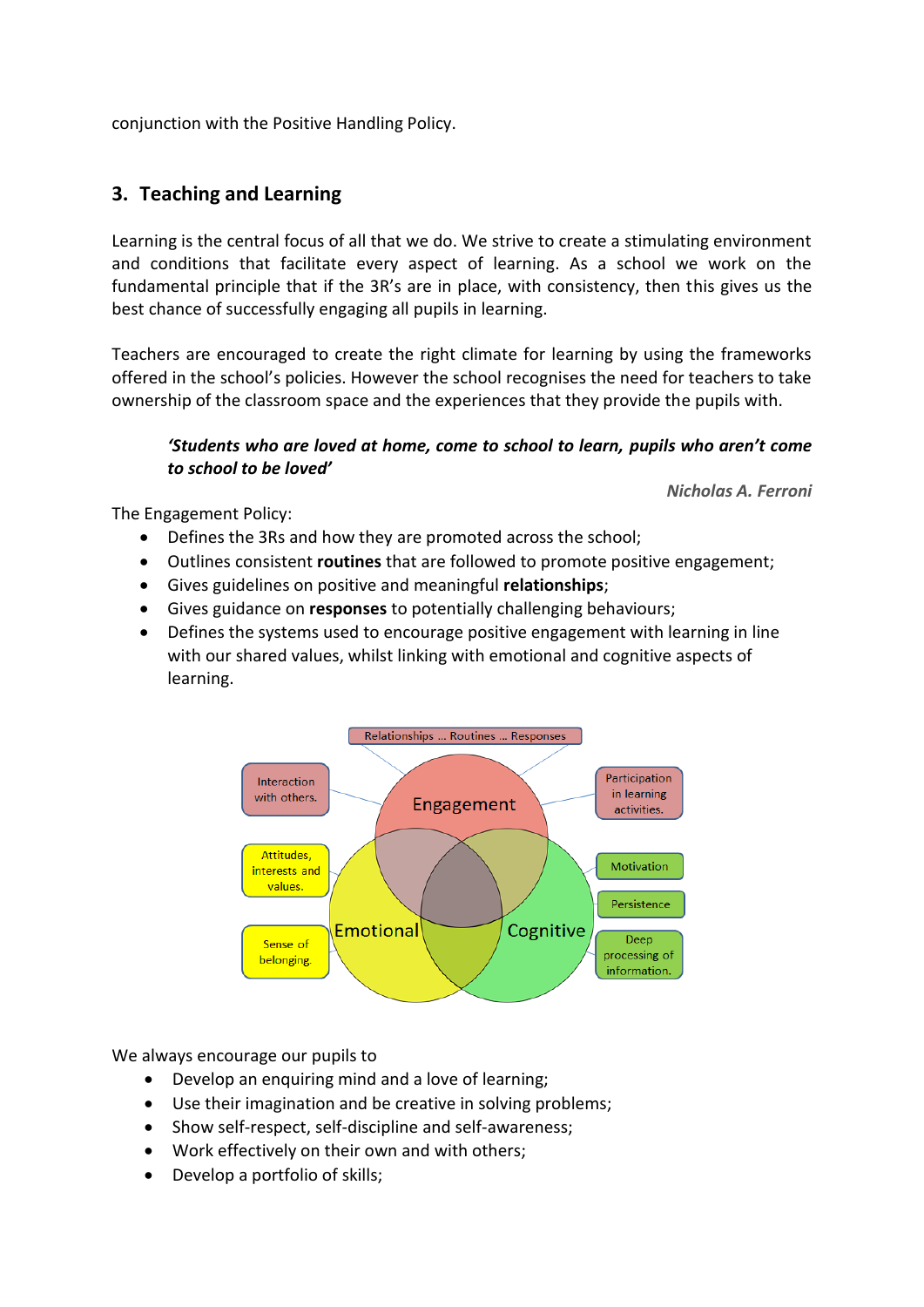conjunction with the Positive Handling Policy.

## 3. Teaching and Learning

Learning is the central focus of all that we do. We strive to create a stimulating environment and conditions that facilitate every aspect of learning. As a school we work on the fundamental principle that if the 3R's are in place, with consistency, then this gives us the best chance of successfully engaging all pupils in learning.

Teachers are encouraged to create the right climate for learning by using the frameworks offered in the school's policies. However the school recognises the need for teachers to take ownership of the classroom space and the experiences that they provide the pupils with.

> ***'Students who are loved at home, come to school to learn, pupils who aren't come to school to be loved'***
>
> ***Nicholas A. Ferroni***

The Engagement Policy:

- Defines the 3Rs and how they are promoted across the school;
- Outlines consistent **routines** that are followed to promote positive engagement;
- Gives guidelines on positive and meaningful **relationships**;
- Gives guidance on **responses** to potentially challenging behaviours;
- Defines the systems used to encourage positive engagement with learning in line with our shared values, whilst linking with emotional and cognitive aspects of learning.

Relationships ... Routines ... Responses

Engagement: Interaction with others. Participation in learning activities.

Emotional: Attitudes, interests and values. Sense of belonging.

Cognitive: Motivation. Persistence. Deep processing of information.

We always encourage our pupils to

- Develop an enquiring mind and a love of learning;
- Use their imagination and be creative in solving problems;
- Show self-respect, self-discipline and self-awareness;
- Work effectively on their own and with others;
- Develop a portfolio of skills;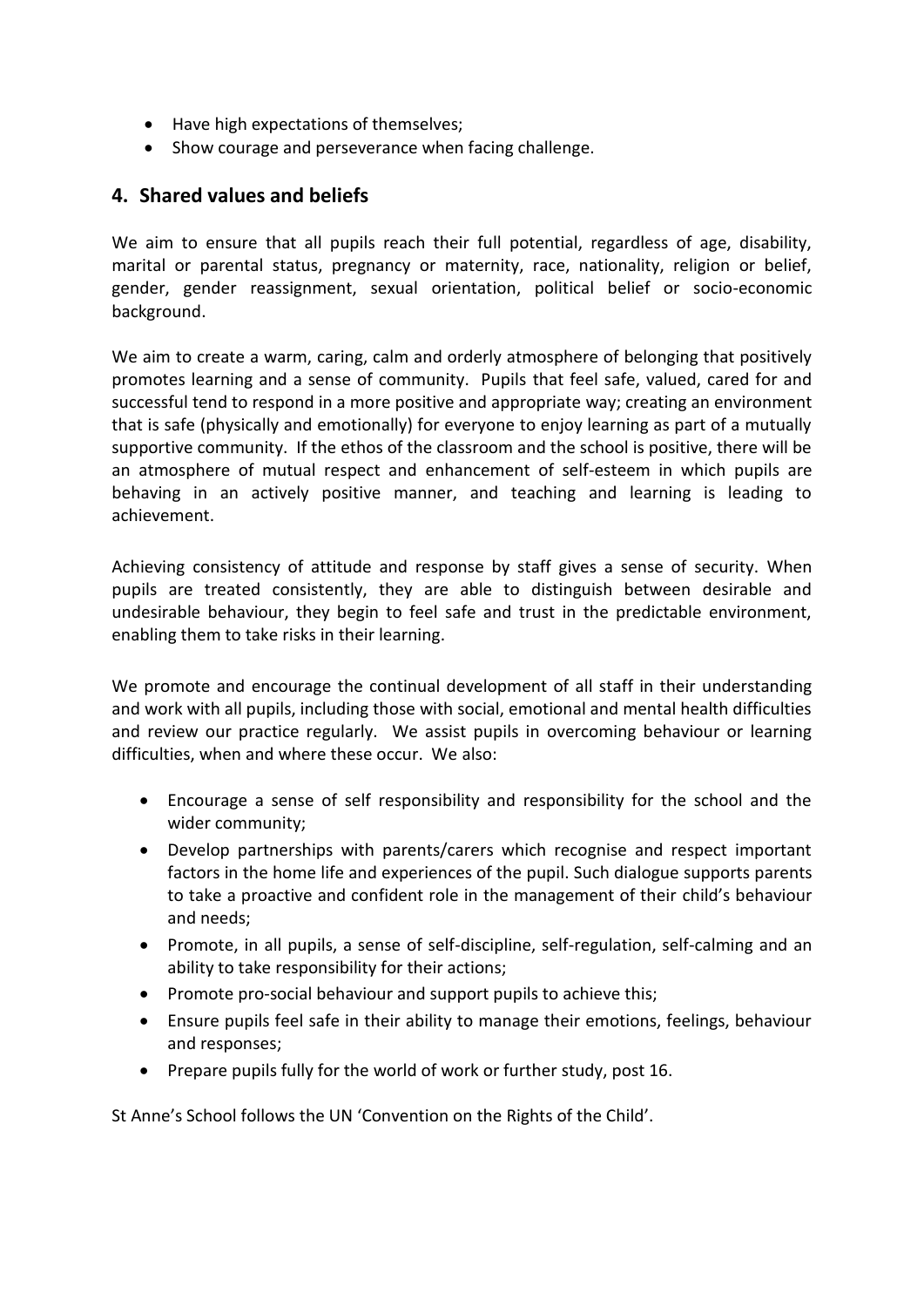- Have high expectations of themselves;
- Show courage and perseverance when facing challenge.

## 4. Shared values and beliefs

We aim to ensure that all pupils reach their full potential, regardless of age, disability, marital or parental status, pregnancy or maternity, race, nationality, religion or belief, gender, gender reassignment, sexual orientation, political belief or socio-economic background.

We aim to create a warm, caring, calm and orderly atmosphere of belonging that positively promotes learning and a sense of community. Pupils that feel safe, valued, cared for and successful tend to respond in a more positive and appropriate way; creating an environment that is safe (physically and emotionally) for everyone to enjoy learning as part of a mutually supportive community. If the ethos of the classroom and the school is positive, there will be an atmosphere of mutual respect and enhancement of self-esteem in which pupils are behaving in an actively positive manner, and teaching and learning is leading to achievement.

Achieving consistency of attitude and response by staff gives a sense of security. When pupils are treated consistently, they are able to distinguish between desirable and undesirable behaviour, they begin to feel safe and trust in the predictable environment, enabling them to take risks in their learning.

We promote and encourage the continual development of all staff in their understanding and work with all pupils, including those with social, emotional and mental health difficulties and review our practice regularly. We assist pupils in overcoming behaviour or learning difficulties, when and where these occur. We also:

- Encourage a sense of self responsibility and responsibility for the school and the wider community;
- Develop partnerships with parents/carers which recognise and respect important factors in the home life and experiences of the pupil. Such dialogue supports parents to take a proactive and confident role in the management of their child's behaviour and needs;
- Promote, in all pupils, a sense of self-discipline, self-regulation, self-calming and an ability to take responsibility for their actions;
- Promote pro-social behaviour and support pupils to achieve this;
- Ensure pupils feel safe in their ability to manage their emotions, feelings, behaviour and responses;
- Prepare pupils fully for the world of work or further study, post 16.

St Anne's School follows the UN 'Convention on the Rights of the Child'.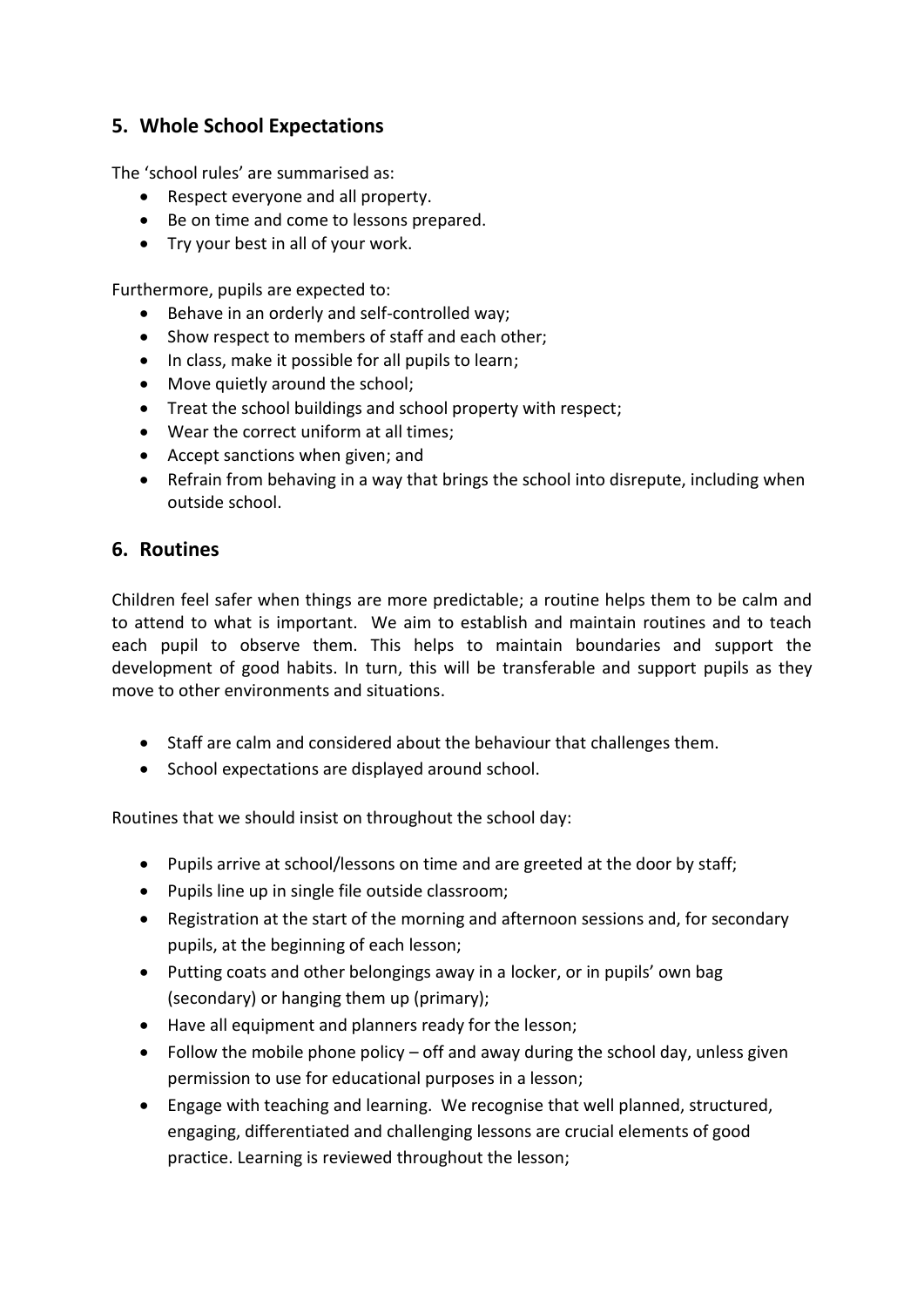## 5. Whole School Expectations

The 'school rules' are summarised as:

- Respect everyone and all property.
- Be on time and come to lessons prepared.
- Try your best in all of your work.

Furthermore, pupils are expected to:

- Behave in an orderly and self-controlled way;
- Show respect to members of staff and each other;
- In class, make it possible for all pupils to learn;
- Move quietly around the school;
- Treat the school buildings and school property with respect;
- Wear the correct uniform at all times;
- Accept sanctions when given; and
- Refrain from behaving in a way that brings the school into disrepute, including when outside school.

## 6. Routines

Children feel safer when things are more predictable; a routine helps them to be calm and to attend to what is important. We aim to establish and maintain routines and to teach each pupil to observe them. This helps to maintain boundaries and support the development of good habits. In turn, this will be transferable and support pupils as they move to other environments and situations.

- Staff are calm and considered about the behaviour that challenges them.
- School expectations are displayed around school.

Routines that we should insist on throughout the school day:

- Pupils arrive at school/lessons on time and are greeted at the door by staff;
- Pupils line up in single file outside classroom;
- Registration at the start of the morning and afternoon sessions and, for secondary pupils, at the beginning of each lesson;
- Putting coats and other belongings away in a locker, or in pupils' own bag (secondary) or hanging them up (primary);
- Have all equipment and planners ready for the lesson;
- Follow the mobile phone policy – off and away during the school day, unless given permission to use for educational purposes in a lesson;
- Engage with teaching and learning. We recognise that well planned, structured, engaging, differentiated and challenging lessons are crucial elements of good practice. Learning is reviewed throughout the lesson;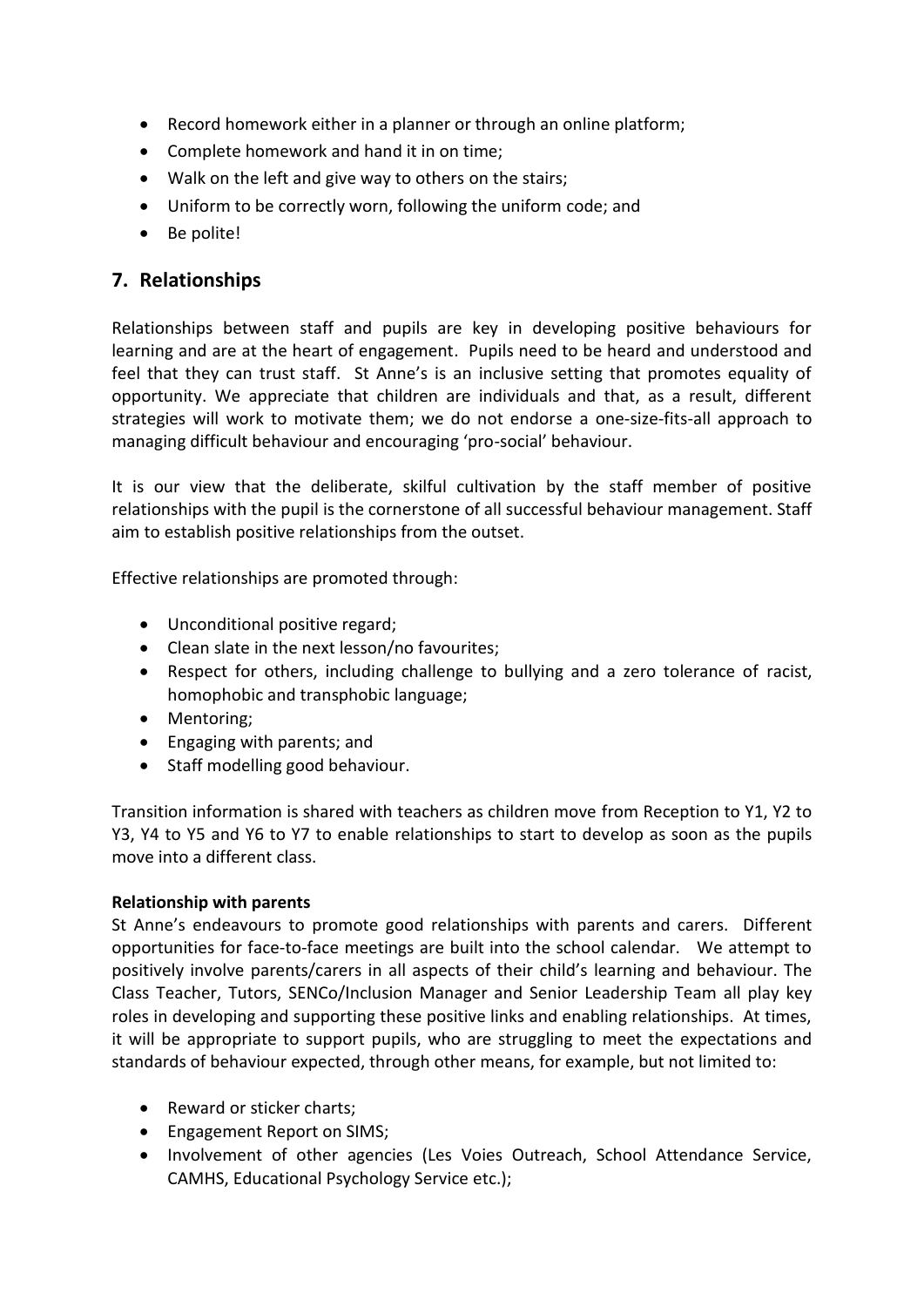- Record homework either in a planner or through an online platform;
- Complete homework and hand it in on time;
- Walk on the left and give way to others on the stairs;
- Uniform to be correctly worn, following the uniform code; and
- Be polite!

## 7. Relationships

Relationships between staff and pupils are key in developing positive behaviours for learning and are at the heart of engagement. Pupils need to be heard and understood and feel that they can trust staff. St Anne's is an inclusive setting that promotes equality of opportunity. We appreciate that children are individuals and that, as a result, different strategies will work to motivate them; we do not endorse a one-size-fits-all approach to managing difficult behaviour and encouraging 'pro-social' behaviour.

It is our view that the deliberate, skilful cultivation by the staff member of positive relationships with the pupil is the cornerstone of all successful behaviour management. Staff aim to establish positive relationships from the outset.

Effective relationships are promoted through:

- Unconditional positive regard;
- Clean slate in the next lesson/no favourites;
- Respect for others, including challenge to bullying and a zero tolerance of racist, homophobic and transphobic language;
- Mentoring;
- Engaging with parents; and
- Staff modelling good behaviour.

Transition information is shared with teachers as children move from Reception to Y1, Y2 to Y3, Y4 to Y5 and Y6 to Y7 to enable relationships to start to develop as soon as the pupils move into a different class.

**Relationship with parents**

St Anne's endeavours to promote good relationships with parents and carers. Different opportunities for face-to-face meetings are built into the school calendar. We attempt to positively involve parents/carers in all aspects of their child's learning and behaviour. The Class Teacher, Tutors, SENCo/Inclusion Manager and Senior Leadership Team all play key roles in developing and supporting these positive links and enabling relationships. At times, it will be appropriate to support pupils, who are struggling to meet the expectations and standards of behaviour expected, through other means, for example, but not limited to:

- Reward or sticker charts;
- Engagement Report on SIMS;
- Involvement of other agencies (Les Voies Outreach, School Attendance Service, CAMHS, Educational Psychology Service etc.);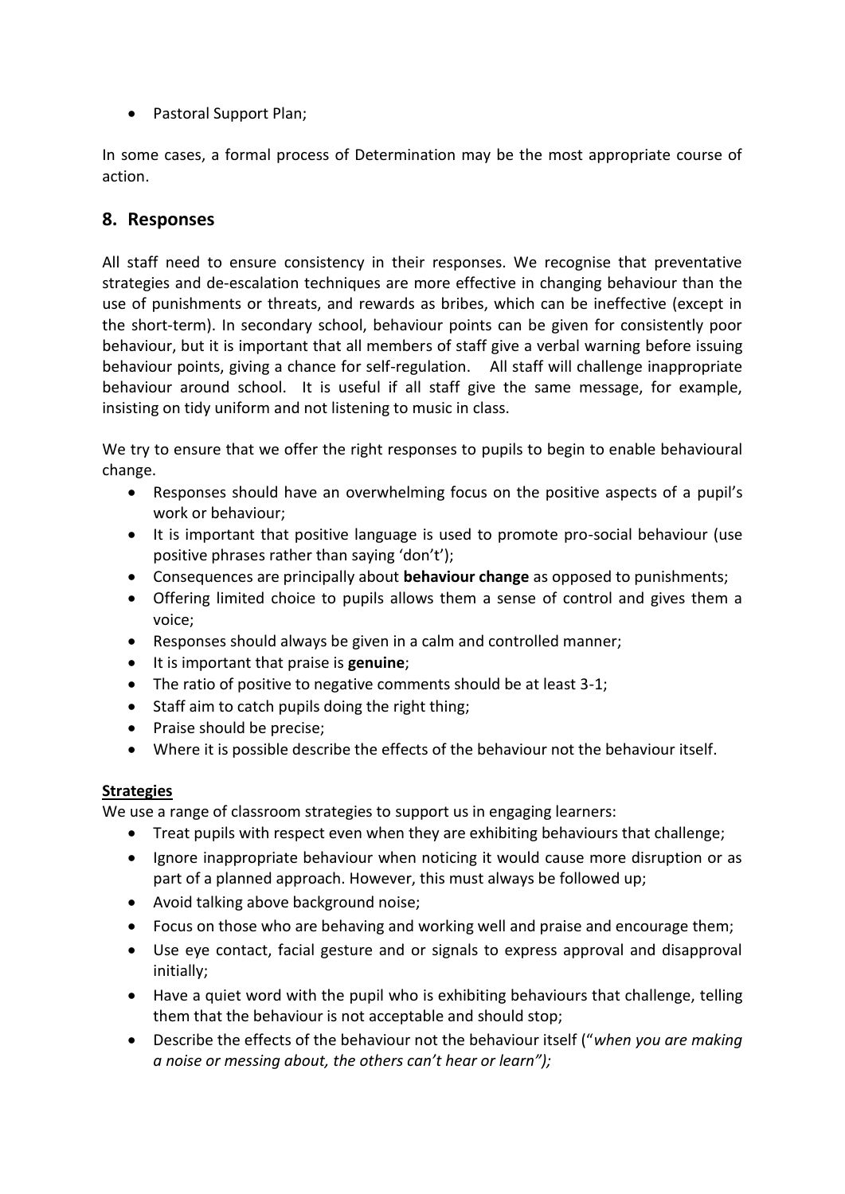- Pastoral Support Plan;

In some cases, a formal process of Determination may be the most appropriate course of action.

## 8. Responses

All staff need to ensure consistency in their responses. We recognise that preventative strategies and de-escalation techniques are more effective in changing behaviour than the use of punishments or threats, and rewards as bribes, which can be ineffective (except in the short-term). In secondary school, behaviour points can be given for consistently poor behaviour, but it is important that all members of staff give a verbal warning before issuing behaviour points, giving a chance for self-regulation. All staff will challenge inappropriate behaviour around school. It is useful if all staff give the same message, for example, insisting on tidy uniform and not listening to music in class.

We try to ensure that we offer the right responses to pupils to begin to enable behavioural change.

- Responses should have an overwhelming focus on the positive aspects of a pupil's work or behaviour;
- It is important that positive language is used to promote pro-social behaviour (use positive phrases rather than saying 'don't');
- Consequences are principally about **behaviour change** as opposed to punishments;
- Offering limited choice to pupils allows them a sense of control and gives them a voice;
- Responses should always be given in a calm and controlled manner;
- It is important that praise is **genuine**;
- The ratio of positive to negative comments should be at least 3-1;
- Staff aim to catch pupils doing the right thing;
- Praise should be precise;
- Where it is possible describe the effects of the behaviour not the behaviour itself.

**Strategies**

We use a range of classroom strategies to support us in engaging learners:

- Treat pupils with respect even when they are exhibiting behaviours that challenge;
- Ignore inappropriate behaviour when noticing it would cause more disruption or as part of a planned approach. However, this must always be followed up;
- Avoid talking above background noise;
- Focus on those who are behaving and working well and praise and encourage them;
- Use eye contact, facial gesture and or signals to express approval and disapproval initially;
- Have a quiet word with the pupil who is exhibiting behaviours that challenge, telling them that the behaviour is not acceptable and should stop;
- Describe the effects of the behaviour not the behaviour itself ("*when you are making a noise or messing about, the others can't hear or learn");*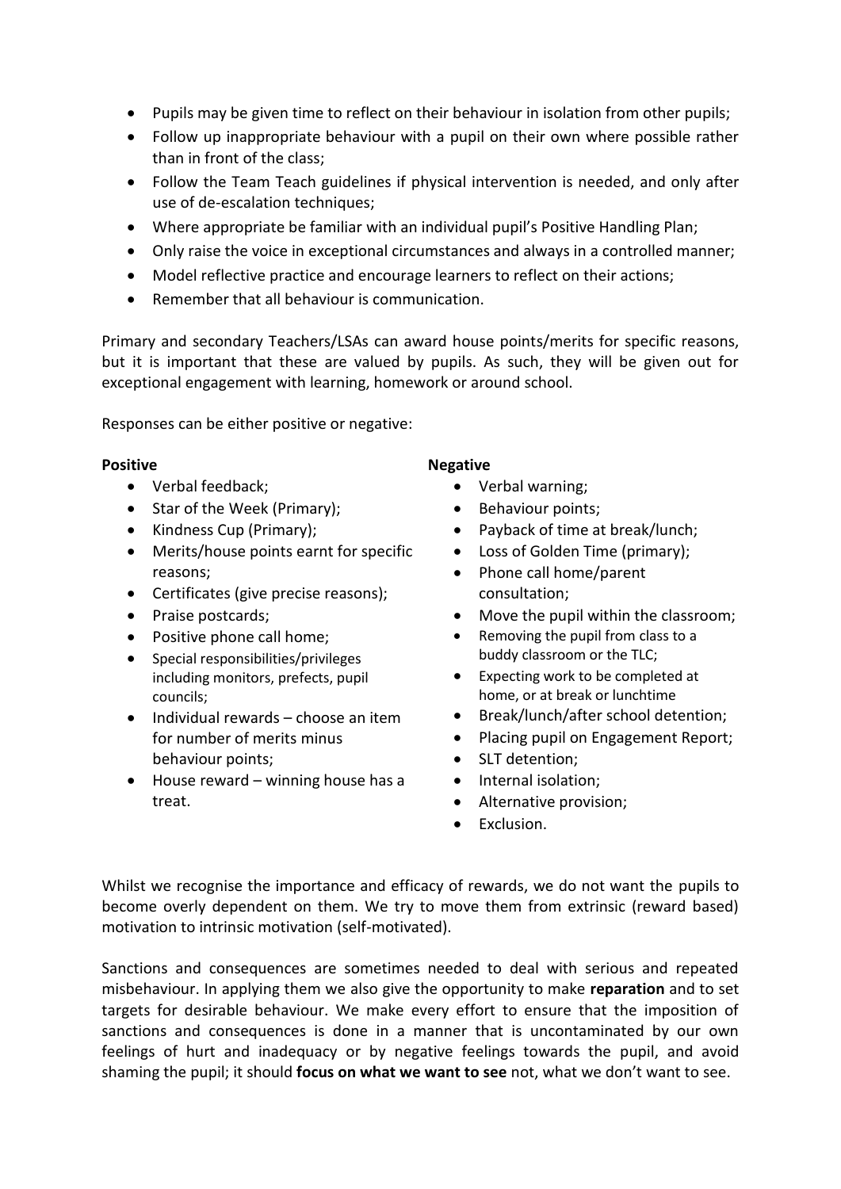- Pupils may be given time to reflect on their behaviour in isolation from other pupils;
- Follow up inappropriate behaviour with a pupil on their own where possible rather than in front of the class;
- Follow the Team Teach guidelines if physical intervention is needed, and only after use of de-escalation techniques;
- Where appropriate be familiar with an individual pupil's Positive Handling Plan;
- Only raise the voice in exceptional circumstances and always in a controlled manner;
- Model reflective practice and encourage learners to reflect on their actions;
- Remember that all behaviour is communication.

Primary and secondary Teachers/LSAs can award house points/merits for specific reasons, but it is important that these are valued by pupils. As such, they will be given out for exceptional engagement with learning, homework or around school.

Responses can be either positive or negative:

**Positive**

- Verbal feedback;
- Star of the Week (Primary);
- Kindness Cup (Primary);
- Merits/house points earnt for specific reasons;
- Certificates (give precise reasons);
- Praise postcards;
- Positive phone call home;
- Special responsibilities/privileges including monitors, prefects, pupil councils;
- Individual rewards – choose an item for number of merits minus behaviour points;
- House reward – winning house has a treat.

**Negative**

- Verbal warning;
- Behaviour points;
- Payback of time at break/lunch;
- Loss of Golden Time (primary);
- Phone call home/parent consultation;
- Move the pupil within the classroom;
- Removing the pupil from class to a buddy classroom or the TLC;
- Expecting work to be completed at home, or at break or lunchtime
- Break/lunch/after school detention;
- Placing pupil on Engagement Report;
- SLT detention;
- Internal isolation;
- Alternative provision;
- Exclusion.

Whilst we recognise the importance and efficacy of rewards, we do not want the pupils to become overly dependent on them. We try to move them from extrinsic (reward based) motivation to intrinsic motivation (self-motivated).

Sanctions and consequences are sometimes needed to deal with serious and repeated misbehaviour. In applying them we also give the opportunity to make **reparation** and to set targets for desirable behaviour. We make every effort to ensure that the imposition of sanctions and consequences is done in a manner that is uncontaminated by our own feelings of hurt and inadequacy or by negative feelings towards the pupil, and avoid shaming the pupil; it should **focus on what we want to see** not, what we don't want to see.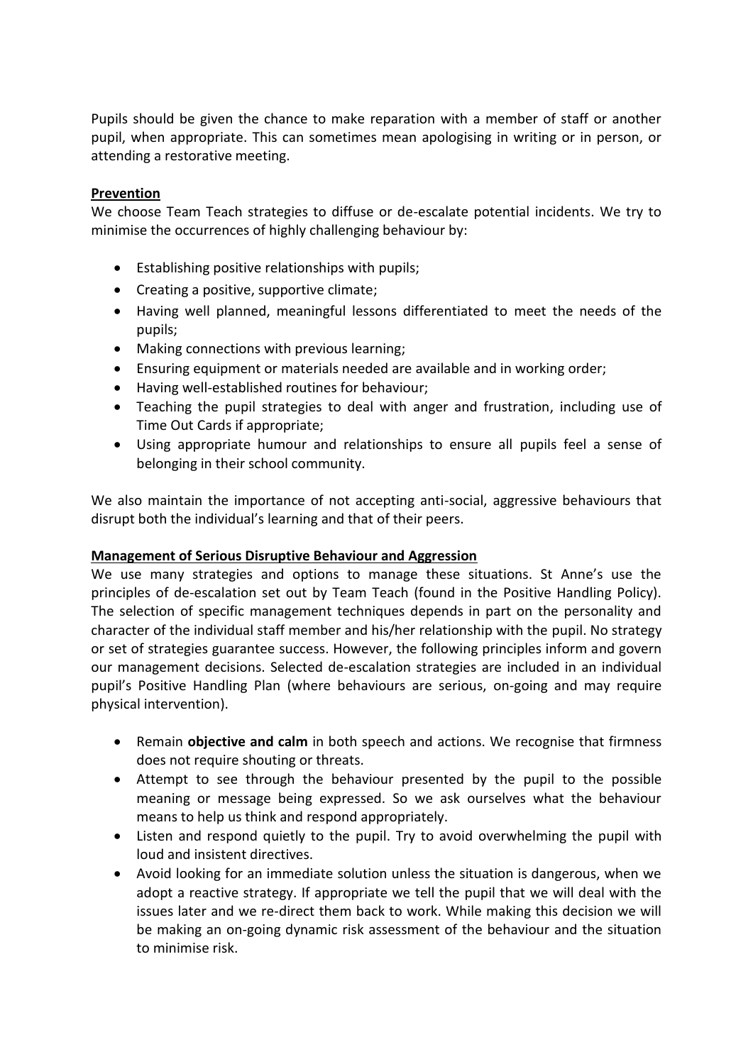Pupils should be given the chance to make reparation with a member of staff or another pupil, when appropriate. This can sometimes mean apologising in writing or in person, or attending a restorative meeting.

**Prevention**

We choose Team Teach strategies to diffuse or de-escalate potential incidents. We try to minimise the occurrences of highly challenging behaviour by:

- Establishing positive relationships with pupils;
- Creating a positive, supportive climate;
- Having well planned, meaningful lessons differentiated to meet the needs of the pupils;
- Making connections with previous learning;
- Ensuring equipment or materials needed are available and in working order;
- Having well-established routines for behaviour;
- Teaching the pupil strategies to deal with anger and frustration, including use of Time Out Cards if appropriate;
- Using appropriate humour and relationships to ensure all pupils feel a sense of belonging in their school community.

We also maintain the importance of not accepting anti-social, aggressive behaviours that disrupt both the individual's learning and that of their peers.

**Management of Serious Disruptive Behaviour and Aggression**

We use many strategies and options to manage these situations. St Anne's use the principles of de-escalation set out by Team Teach (found in the Positive Handling Policy). The selection of specific management techniques depends in part on the personality and character of the individual staff member and his/her relationship with the pupil. No strategy or set of strategies guarantee success. However, the following principles inform and govern our management decisions. Selected de-escalation strategies are included in an individual pupil's Positive Handling Plan (where behaviours are serious, on-going and may require physical intervention).

- Remain **objective and calm** in both speech and actions. We recognise that firmness does not require shouting or threats.
- Attempt to see through the behaviour presented by the pupil to the possible meaning or message being expressed. So we ask ourselves what the behaviour means to help us think and respond appropriately.
- Listen and respond quietly to the pupil. Try to avoid overwhelming the pupil with loud and insistent directives.
- Avoid looking for an immediate solution unless the situation is dangerous, when we adopt a reactive strategy. If appropriate we tell the pupil that we will deal with the issues later and we re-direct them back to work. While making this decision we will be making an on-going dynamic risk assessment of the behaviour and the situation to minimise risk.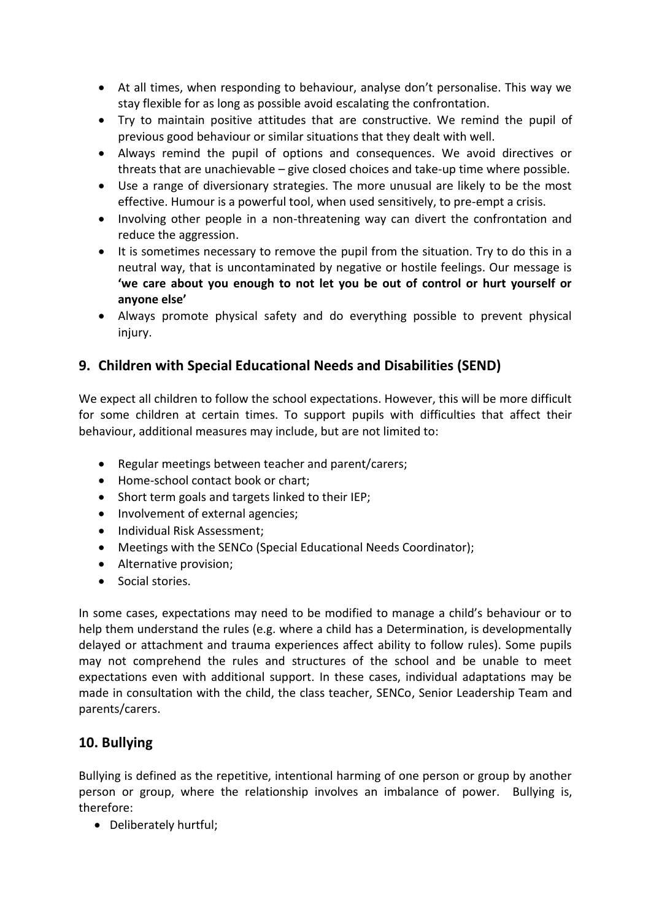- At all times, when responding to behaviour, analyse don't personalise. This way we stay flexible for as long as possible avoid escalating the confrontation.
- Try to maintain positive attitudes that are constructive. We remind the pupil of previous good behaviour or similar situations that they dealt with well.
- Always remind the pupil of options and consequences. We avoid directives or threats that are unachievable – give closed choices and take-up time where possible.
- Use a range of diversionary strategies. The more unusual are likely to be the most effective. Humour is a powerful tool, when used sensitively, to pre-empt a crisis.
- Involving other people in a non-threatening way can divert the confrontation and reduce the aggression.
- It is sometimes necessary to remove the pupil from the situation. Try to do this in a neutral way, that is uncontaminated by negative or hostile feelings. Our message is **'we care about you enough to not let you be out of control or hurt yourself or anyone else'**
- Always promote physical safety and do everything possible to prevent physical injury.

## 9. Children with Special Educational Needs and Disabilities (SEND)

We expect all children to follow the school expectations. However, this will be more difficult for some children at certain times. To support pupils with difficulties that affect their behaviour, additional measures may include, but are not limited to:

- Regular meetings between teacher and parent/carers;
- Home-school contact book or chart;
- Short term goals and targets linked to their IEP;
- Involvement of external agencies;
- Individual Risk Assessment;
- Meetings with the SENCo (Special Educational Needs Coordinator);
- Alternative provision;
- Social stories.

In some cases, expectations may need to be modified to manage a child's behaviour or to help them understand the rules (e.g. where a child has a Determination, is developmentally delayed or attachment and trauma experiences affect ability to follow rules). Some pupils may not comprehend the rules and structures of the school and be unable to meet expectations even with additional support. In these cases, individual adaptations may be made in consultation with the child, the class teacher, SENCo, Senior Leadership Team and parents/carers.

## 10. Bullying

Bullying is defined as the repetitive, intentional harming of one person or group by another person or group, where the relationship involves an imbalance of power. Bullying is, therefore:

- Deliberately hurtful;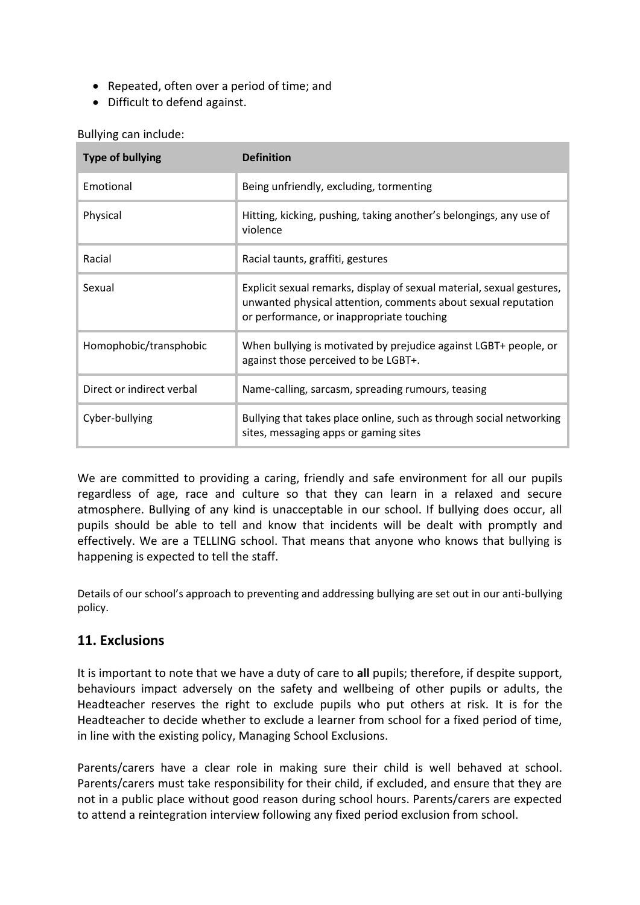- Repeated, often over a period of time; and
- Difficult to defend against.

Bullying can include:

| Type of bullying | Definition |
|---|---|
| Emotional | Being unfriendly, excluding, tormenting |
| Physical | Hitting, kicking, pushing, taking another's belongings, any use of violence |
| Racial | Racial taunts, graffiti, gestures |
| Sexual | Explicit sexual remarks, display of sexual material, sexual gestures, unwanted physical attention, comments about sexual reputation or performance, or inappropriate touching |
| Homophobic/transphobic | When bullying is motivated by prejudice against LGBT+ people, or against those perceived to be LGBT+. |
| Direct or indirect verbal | Name-calling, sarcasm, spreading rumours, teasing |
| Cyber-bullying | Bullying that takes place online, such as through social networking sites, messaging apps or gaming sites |

We are committed to providing a caring, friendly and safe environment for all our pupils regardless of age, race and culture so that they can learn in a relaxed and secure atmosphere. Bullying of any kind is unacceptable in our school. If bullying does occur, all pupils should be able to tell and know that incidents will be dealt with promptly and effectively. We are a TELLING school. That means that anyone who knows that bullying is happening is expected to tell the staff.

Details of our school's approach to preventing and addressing bullying are set out in our anti-bullying policy.

## 11. Exclusions

It is important to note that we have a duty of care to **all** pupils; therefore, if despite support, behaviours impact adversely on the safety and wellbeing of other pupils or adults, the Headteacher reserves the right to exclude pupils who put others at risk. It is for the Headteacher to decide whether to exclude a learner from school for a fixed period of time, in line with the existing policy, Managing School Exclusions.

Parents/carers have a clear role in making sure their child is well behaved at school. Parents/carers must take responsibility for their child, if excluded, and ensure that they are not in a public place without good reason during school hours. Parents/carers are expected to attend a reintegration interview following any fixed period exclusion from school.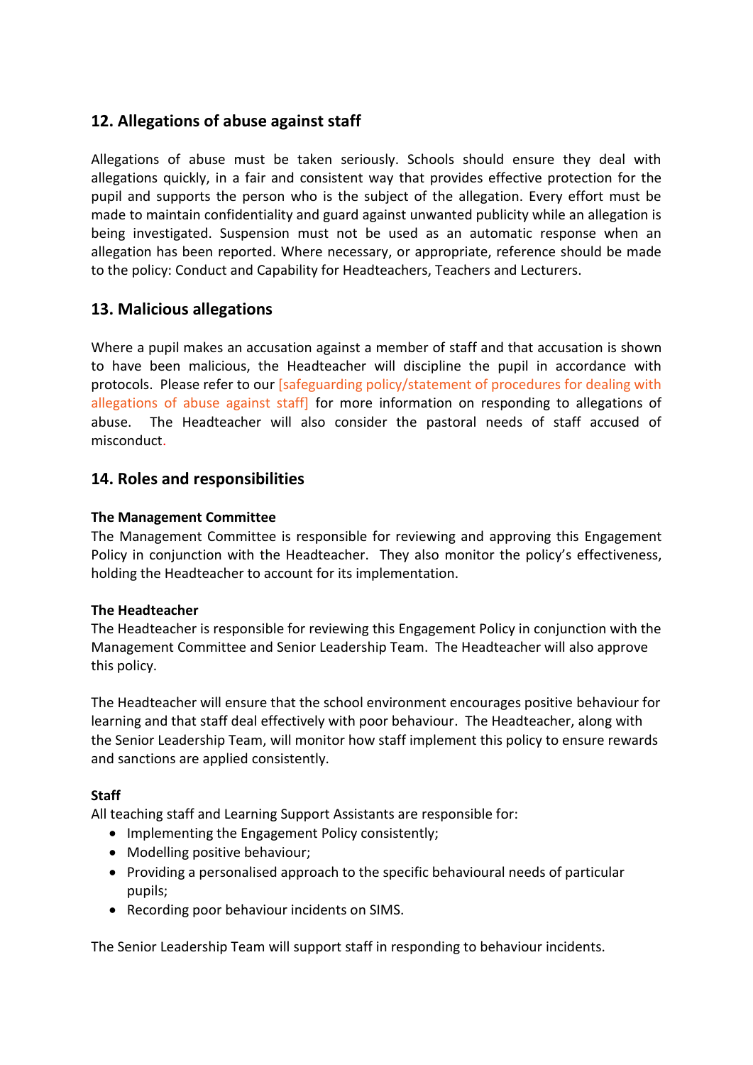## 12. Allegations of abuse against staff

Allegations of abuse must be taken seriously. Schools should ensure they deal with allegations quickly, in a fair and consistent way that provides effective protection for the pupil and supports the person who is the subject of the allegation. Every effort must be made to maintain confidentiality and guard against unwanted publicity while an allegation is being investigated. Suspension must not be used as an automatic response when an allegation has been reported. Where necessary, or appropriate, reference should be made to the policy: Conduct and Capability for Headteachers, Teachers and Lecturers.

## 13. Malicious allegations

Where a pupil makes an accusation against a member of staff and that accusation is shown to have been malicious, the Headteacher will discipline the pupil in accordance with protocols. Please refer to our [safeguarding policy/statement of procedures for dealing with allegations of abuse against staff] for more information on responding to allegations of abuse. The Headteacher will also consider the pastoral needs of staff accused of misconduct.

## 14. Roles and responsibilities

**The Management Committee**
The Management Committee is responsible for reviewing and approving this Engagement Policy in conjunction with the Headteacher. They also monitor the policy's effectiveness, holding the Headteacher to account for its implementation.

**The Headteacher**
The Headteacher is responsible for reviewing this Engagement Policy in conjunction with the Management Committee and Senior Leadership Team. The Headteacher will also approve this policy.

The Headteacher will ensure that the school environment encourages positive behaviour for learning and that staff deal effectively with poor behaviour. The Headteacher, along with the Senior Leadership Team, will monitor how staff implement this policy to ensure rewards and sanctions are applied consistently.

**Staff**
All teaching staff and Learning Support Assistants are responsible for:

- Implementing the Engagement Policy consistently;
- Modelling positive behaviour;
- Providing a personalised approach to the specific behavioural needs of particular pupils;
- Recording poor behaviour incidents on SIMS.

The Senior Leadership Team will support staff in responding to behaviour incidents.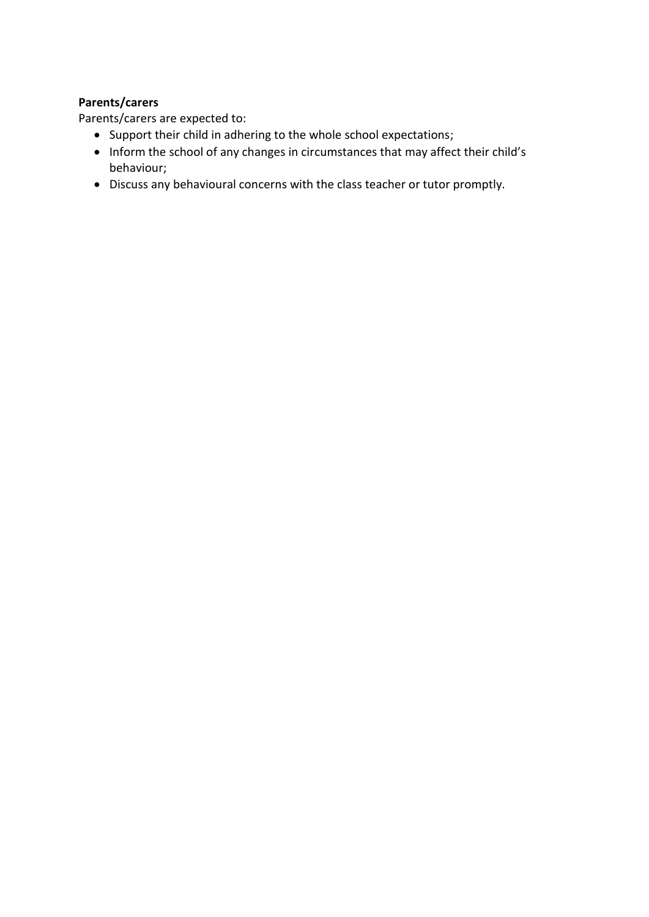**Parents/carers**

Parents/carers are expected to:

- Support their child in adhering to the whole school expectations;
- Inform the school of any changes in circumstances that may affect their child's behaviour;
- Discuss any behavioural concerns with the class teacher or tutor promptly.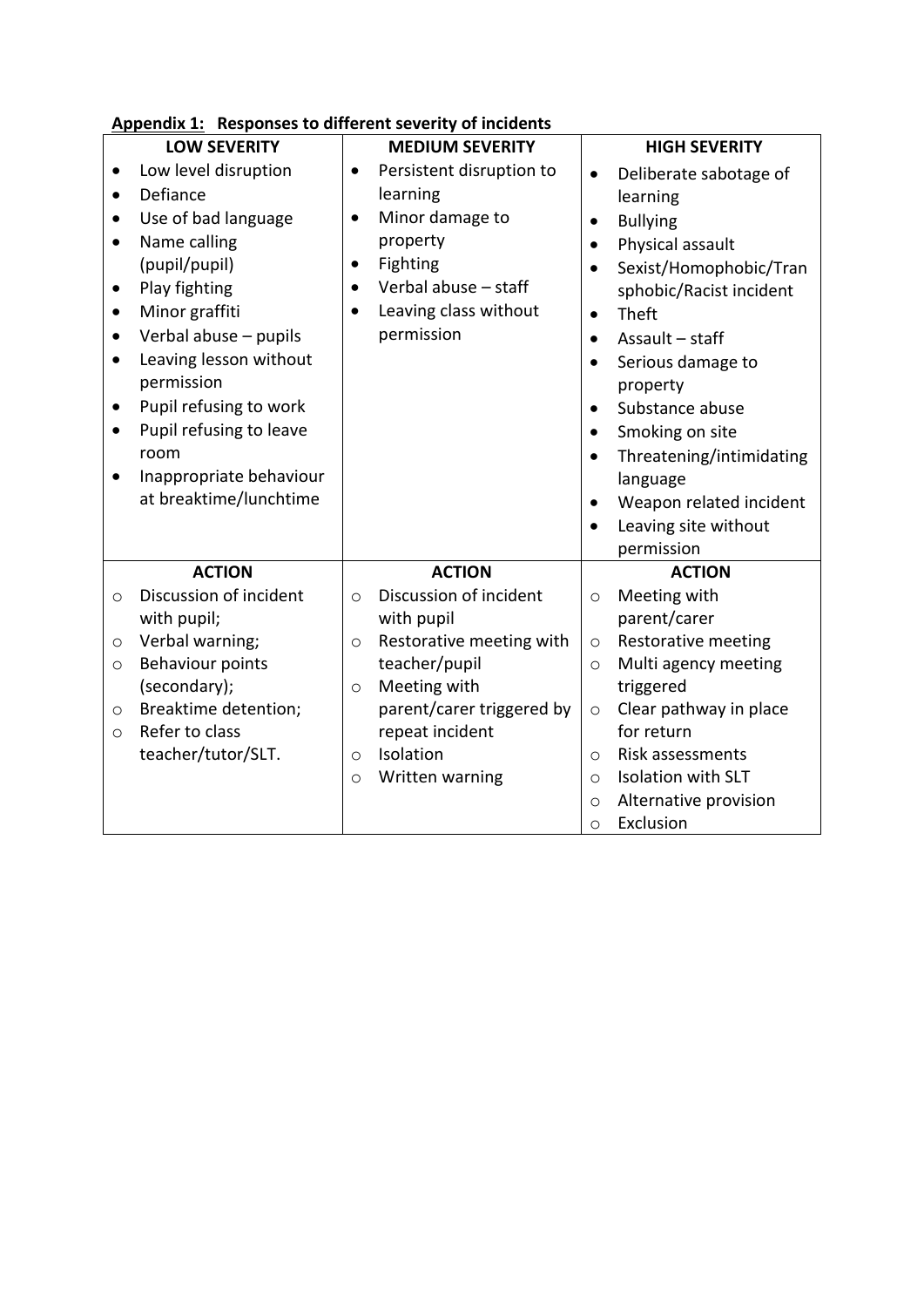**Appendix 1: Responses to different severity of incidents**

| LOW SEVERITY | MEDIUM SEVERITY | HIGH SEVERITY |
|---|---|---|
| • Low level disruption<br>• Defiance<br>• Use of bad language<br>• Name calling (pupil/pupil)<br>• Play fighting<br>• Minor graffiti<br>• Verbal abuse – pupils<br>• Leaving lesson without permission<br>• Pupil refusing to work<br>• Pupil refusing to leave room<br>• Inappropriate behaviour at breaktime/lunchtime | • Persistent disruption to learning<br>• Minor damage to property<br>• Fighting<br>• Verbal abuse – staff<br>• Leaving class without permission | • Deliberate sabotage of learning<br>• Bullying<br>• Physical assault<br>• Sexist/Homophobic/Transphobic/Racist incident<br>• Theft<br>• Assault – staff<br>• Serious damage to property<br>• Substance abuse<br>• Smoking on site<br>• Threatening/intimidating language<br>• Weapon related incident<br>• Leaving site without permission |
| **ACTION** | **ACTION** | **ACTION** |
| ○ Discussion of incident with pupil;<br>○ Verbal warning;<br>○ Behaviour points (secondary);<br>○ Breaktime detention;<br>○ Refer to class teacher/tutor/SLT. | ○ Discussion of incident with pupil<br>○ Restorative meeting with teacher/pupil<br>○ Meeting with parent/carer triggered by repeat incident<br>○ Isolation<br>○ Written warning | ○ Meeting with parent/carer<br>○ Restorative meeting<br>○ Multi agency meeting triggered<br>○ Clear pathway in place for return<br>○ Risk assessments<br>○ Isolation with SLT<br>○ Alternative provision<br>○ Exclusion |